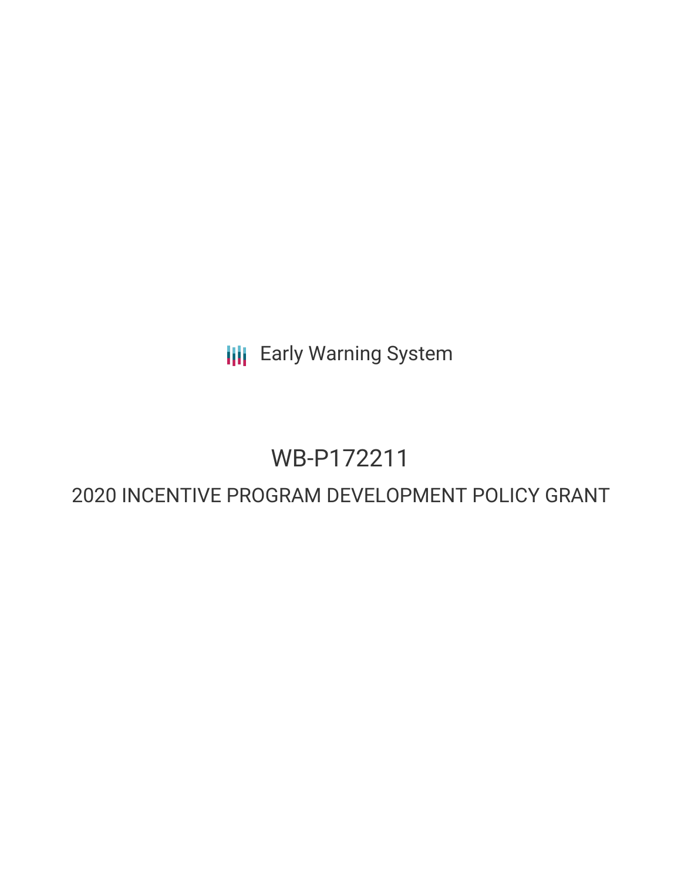Early Warning System

# WB-P172211

## 2020 INCENTIVE PROGRAM DEVELOPMENT POLICY GRANT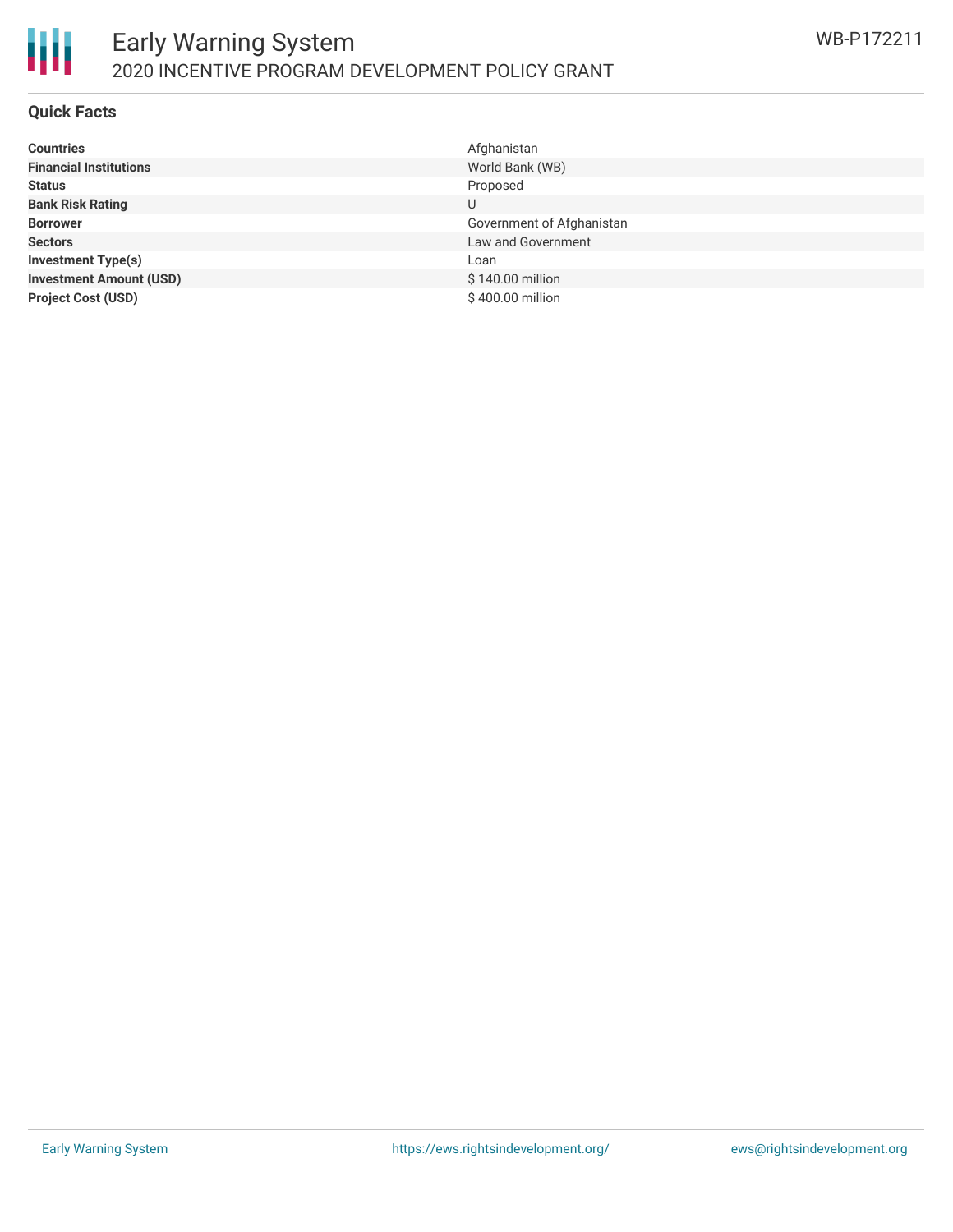# Early Warning System

## 2020 INCENTIVE PROGRAM DEVELOPMENT POLICY GRANT

WB-P172211

### Quick Facts

| | |
|---|---|
| **Countries** | Afghanistan |
| **Financial Institutions** | World Bank (WB) |
| **Status** | Proposed |
| **Bank Risk Rating** | U |
| **Borrower** | Government of Afghanistan |
| **Sectors** | Law and Government |
| **Investment Type(s)** | Loan |
| **Investment Amount (USD)** | $ 140.00 million |
| **Project Cost (USD)** | $ 400.00 million |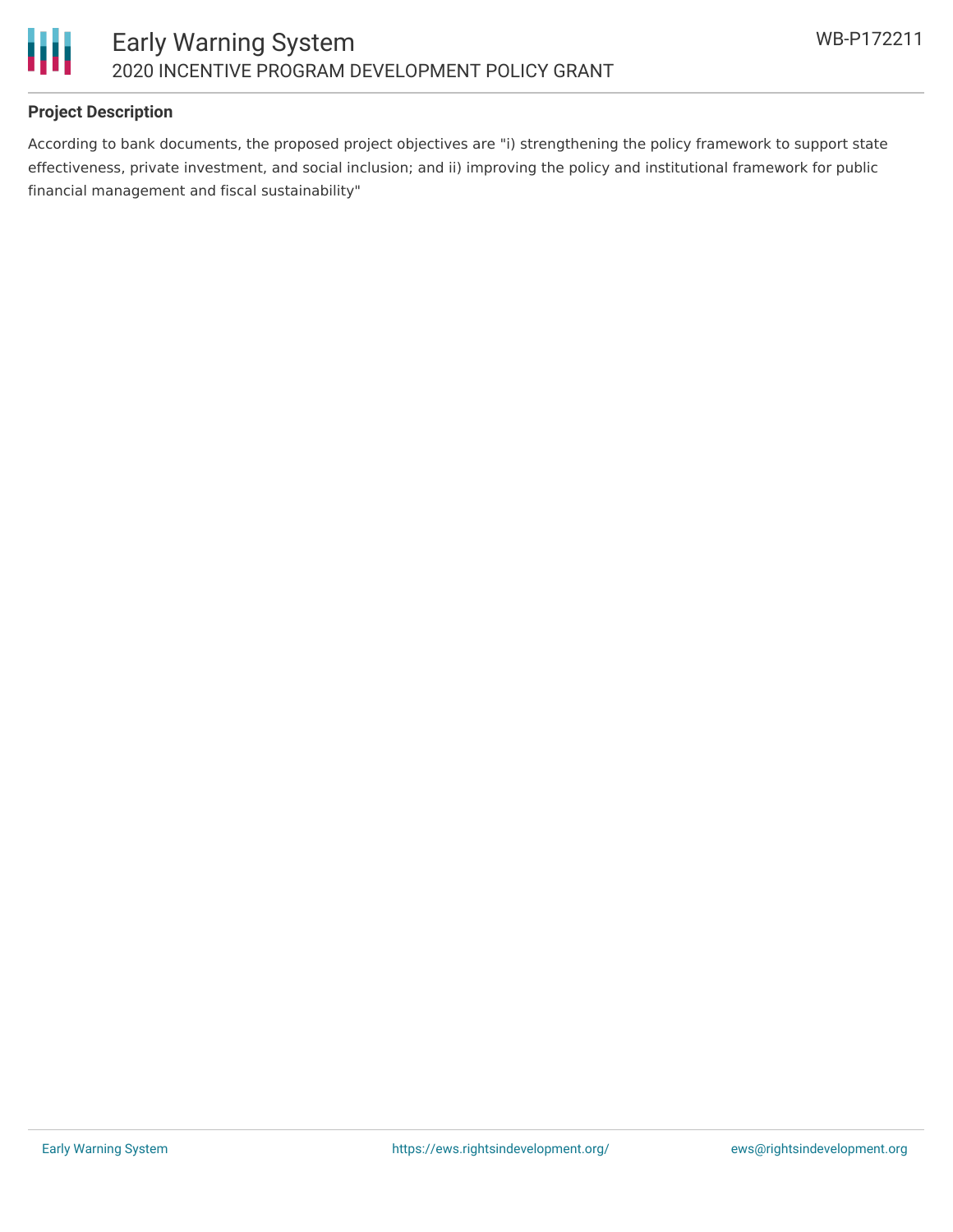**Project Description**

According to bank documents, the proposed project objectives are "i) strengthening the policy framework to support state effectiveness, private investment, and social inclusion; and ii) improving the policy and institutional framework for public financial management and fiscal sustainability"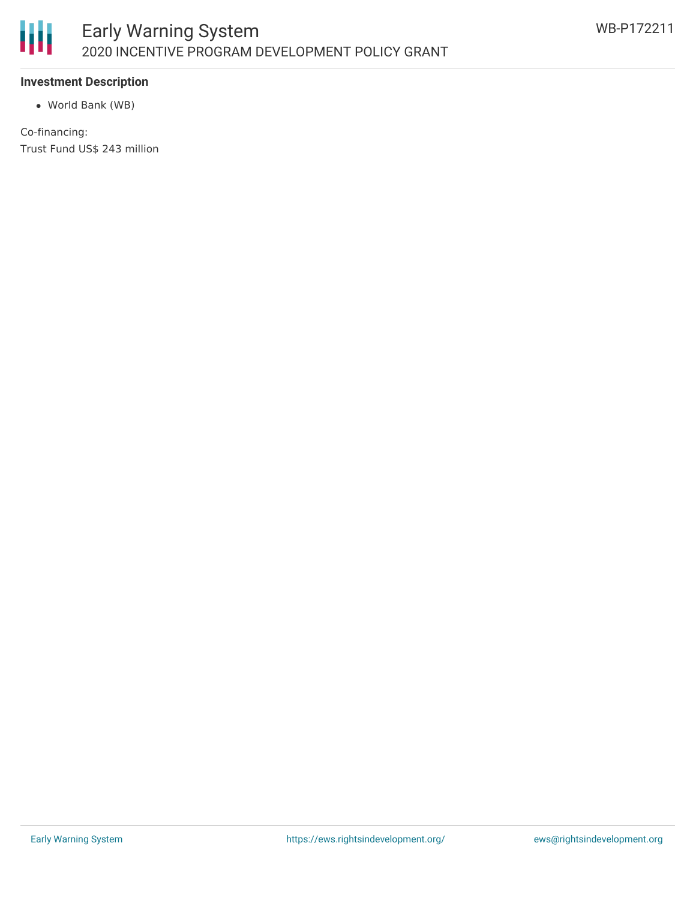**Investment Description**

- World Bank (WB)

Co-financing:
Trust Fund US$ 243 million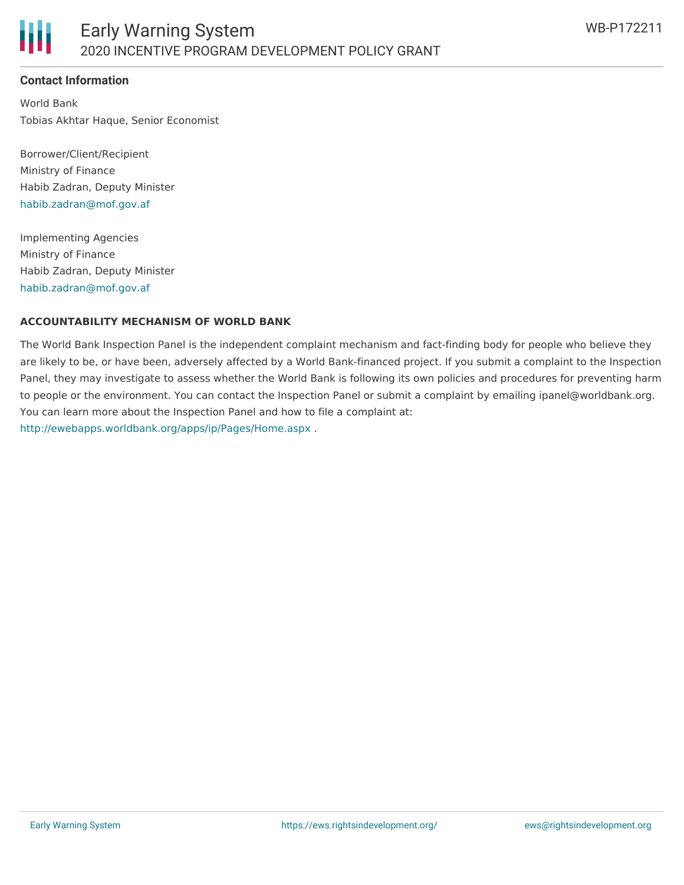### Contact Information

World Bank
Tobias Akhtar Haque, Senior Economist

Borrower/Client/Recipient
Ministry of Finance
Habib Zadran, Deputy Minister
habib.zadran@mof.gov.af

Implementing Agencies
Ministry of Finance
Habib Zadran, Deputy Minister
habib.zadran@mof.gov.af

### ACCOUNTABILITY MECHANISM OF WORLD BANK

The World Bank Inspection Panel is the independent complaint mechanism and fact-finding body for people who believe they are likely to be, or have been, adversely affected by a World Bank-financed project. If you submit a complaint to the Inspection Panel, they may investigate to assess whether the World Bank is following its own policies and procedures for preventing harm to people or the environment. You can contact the Inspection Panel or submit a complaint by emailing ipanel@worldbank.org. You can learn more about the Inspection Panel and how to file a complaint at: http://ewebapps.worldbank.org/apps/ip/Pages/Home.aspx .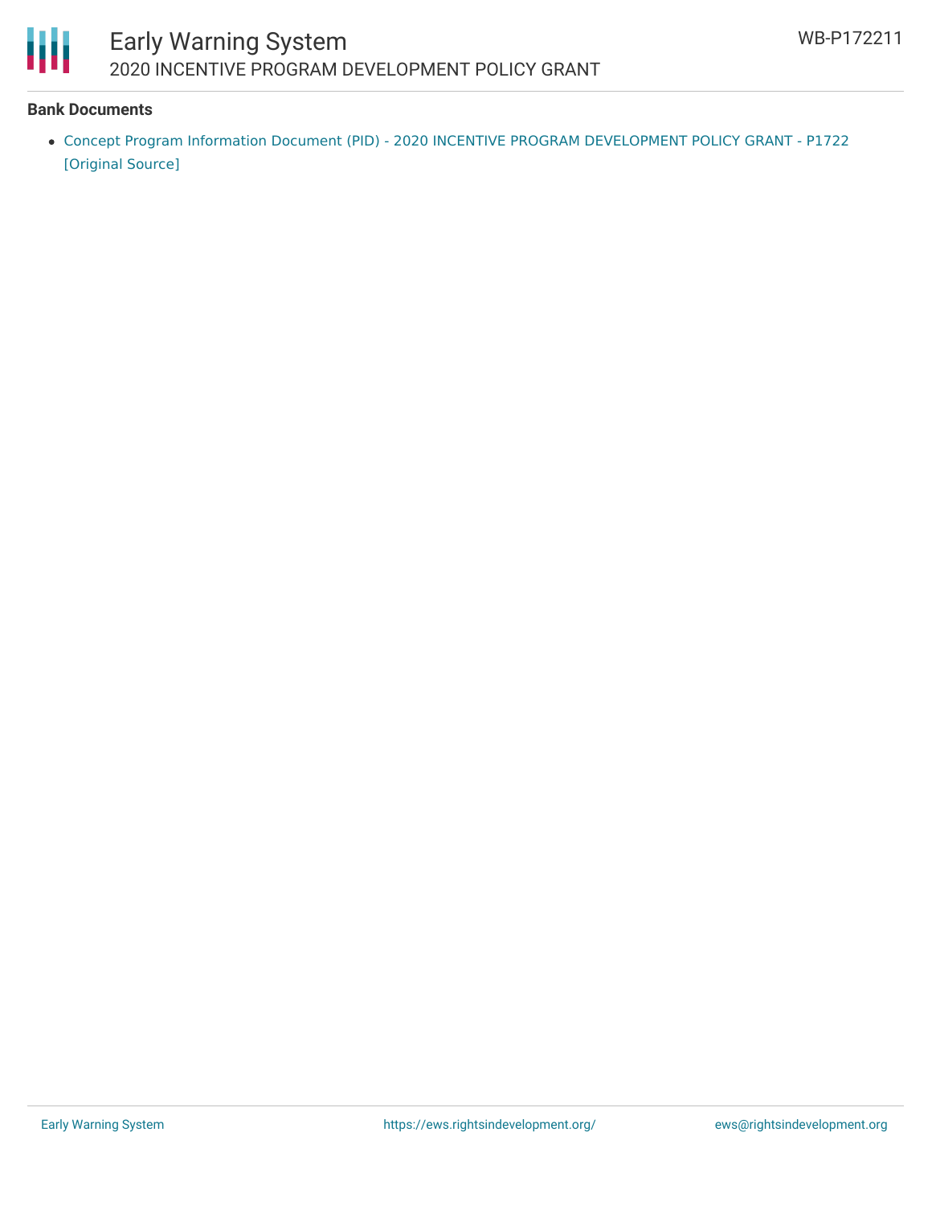**Bank Documents**

- Concept Program Information Document (PID) - 2020 INCENTIVE PROGRAM DEVELOPMENT POLICY GRANT - P1722 [Original Source]